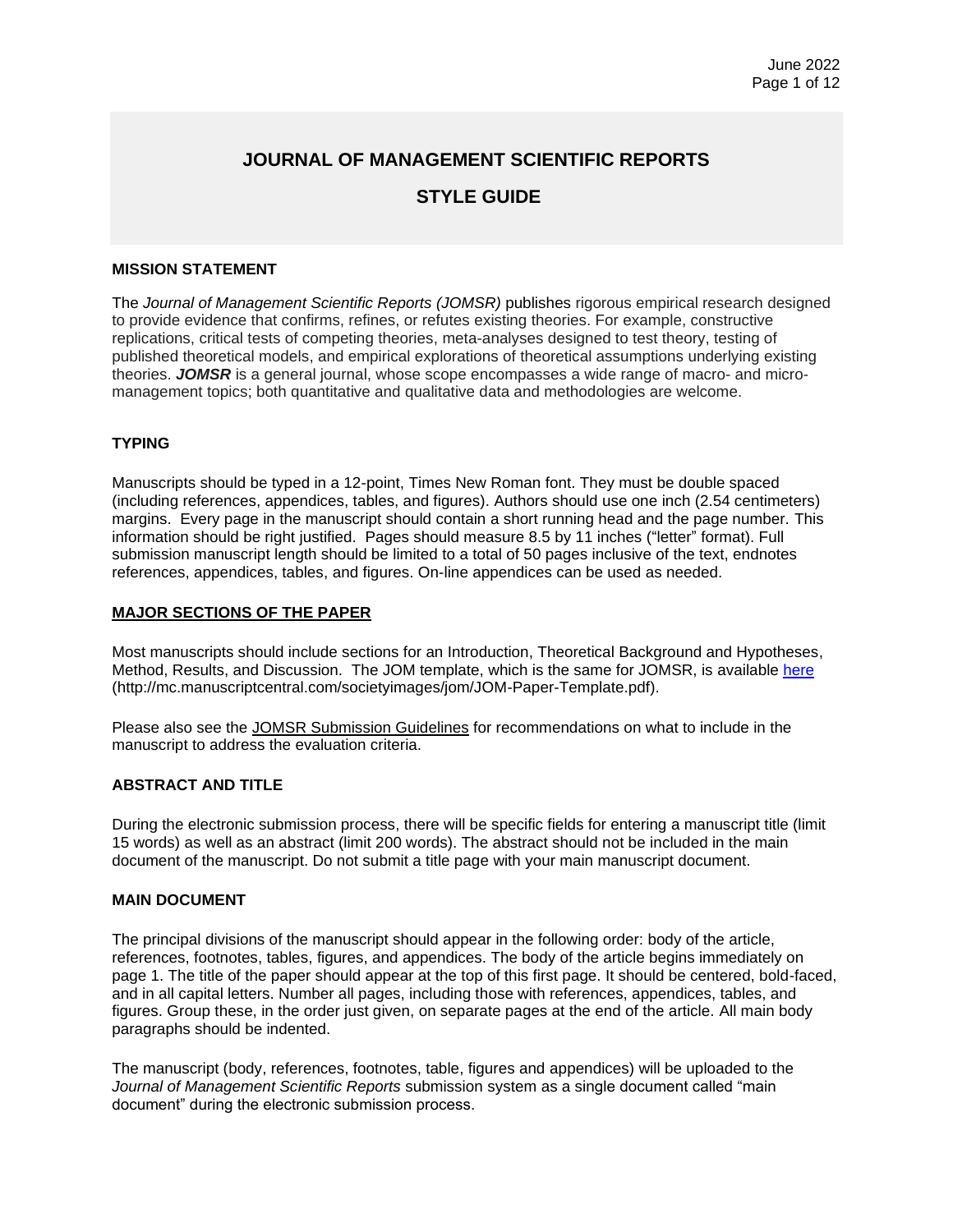# JOURNAL OF MANAGEMENT SCIENTIFIC REPORTS

# STYLE GUIDE

## MISSION STATEMENT

The *Journal of Management Scientific Reports (JOMSR)* publishes rigorous empirical research designed to provide evidence that confirms, refines, or refutes existing theories. For example, constructive replications, critical tests of competing theories, meta-analyses designed to test theory, testing of published theoretical models, and empirical explorations of theoretical assumptions underlying existing theories. ***JOMSR*** is a general journal, whose scope encompasses a wide range of macro- and micro-management topics; both quantitative and qualitative data and methodologies are welcome.

## TYPING

Manuscripts should be typed in a 12-point, Times New Roman font. They must be double spaced (including references, appendices, tables, and figures). Authors should use one inch (2.54 centimeters) margins. Every page in the manuscript should contain a short running head and the page number. This information should be right justified. Pages should measure 8.5 by 11 inches ("letter" format). Full submission manuscript length should be limited to a total of 50 pages inclusive of the text, endnotes references, appendices, tables, and figures. On-line appendices can be used as needed.

## MAJOR SECTIONS OF THE PAPER

Most manuscripts should include sections for an Introduction, Theoretical Background and Hypotheses, Method, Results, and Discussion. The JOM template, which is the same for JOMSR, is available [here](http://mc.manuscriptcentral.com/societyimages/jom/JOM-Paper-Template.pdf) (http://mc.manuscriptcentral.com/societyimages/jom/JOM-Paper-Template.pdf).

Please also see the JOMSR Submission Guidelines for recommendations on what to include in the manuscript to address the evaluation criteria.

## ABSTRACT AND TITLE

During the electronic submission process, there will be specific fields for entering a manuscript title (limit 15 words) as well as an abstract (limit 200 words). The abstract should not be included in the main document of the manuscript. Do not submit a title page with your main manuscript document.

## MAIN DOCUMENT

The principal divisions of the manuscript should appear in the following order: body of the article, references, footnotes, tables, figures, and appendices. The body of the article begins immediately on page 1. The title of the paper should appear at the top of this first page. It should be centered, bold-faced, and in all capital letters. Number all pages, including those with references, appendices, tables, and figures. Group these, in the order just given, on separate pages at the end of the article. All main body paragraphs should be indented.

The manuscript (body, references, footnotes, table, figures and appendices) will be uploaded to the *Journal of Management Scientific Reports* submission system as a single document called "main document" during the electronic submission process.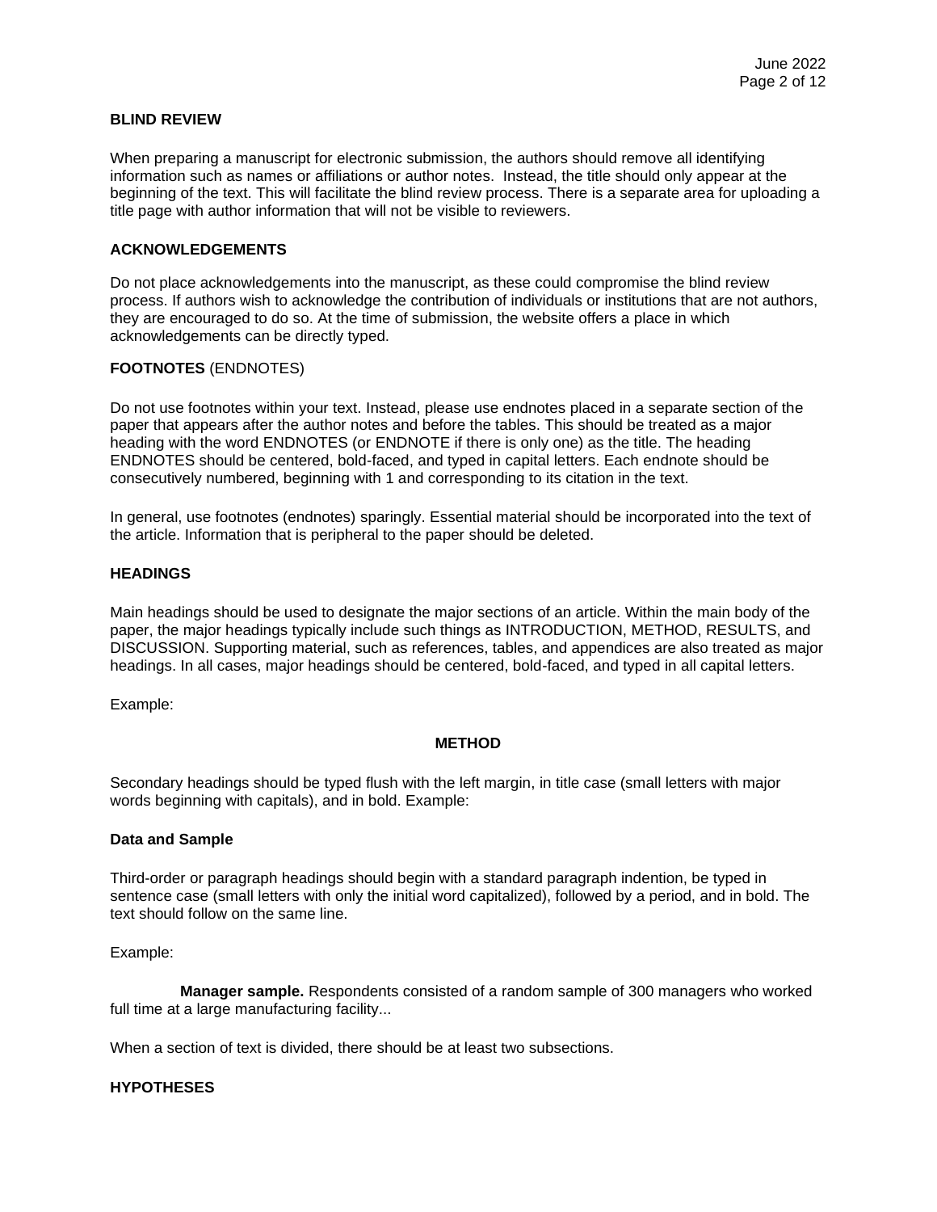## BLIND REVIEW

When preparing a manuscript for electronic submission, the authors should remove all identifying information such as names or affiliations or author notes. Instead, the title should only appear at the beginning of the text. This will facilitate the blind review process. There is a separate area for uploading a title page with author information that will not be visible to reviewers.

## ACKNOWLEDGEMENTS

Do not place acknowledgements into the manuscript, as these could compromise the blind review process. If authors wish to acknowledge the contribution of individuals or institutions that are not authors, they are encouraged to do so. At the time of submission, the website offers a place in which acknowledgements can be directly typed.

## **FOOTNOTES** (ENDNOTES)

Do not use footnotes within your text. Instead, please use endnotes placed in a separate section of the paper that appears after the author notes and before the tables. This should be treated as a major heading with the word ENDNOTES (or ENDNOTE if there is only one) as the title. The heading ENDNOTES should be centered, bold-faced, and typed in capital letters. Each endnote should be consecutively numbered, beginning with 1 and corresponding to its citation in the text.

In general, use footnotes (endnotes) sparingly. Essential material should be incorporated into the text of the article. Information that is peripheral to the paper should be deleted.

## HEADINGS

Main headings should be used to designate the major sections of an article. Within the main body of the paper, the major headings typically include such things as INTRODUCTION, METHOD, RESULTS, and DISCUSSION. Supporting material, such as references, tables, and appendices are also treated as major headings. In all cases, major headings should be centered, bold-faced, and typed in all capital letters.

Example:

**METHOD**

Secondary headings should be typed flush with the left margin, in title case (small letters with major words beginning with capitals), and in bold. Example:

**Data and Sample**

Third-order or paragraph headings should begin with a standard paragraph indention, be typed in sentence case (small letters with only the initial word capitalized), followed by a period, and in bold. The text should follow on the same line.

Example:

    **Manager sample.** Respondents consisted of a random sample of 300 managers who worked full time at a large manufacturing facility...

When a section of text is divided, there should be at least two subsections.

## HYPOTHESES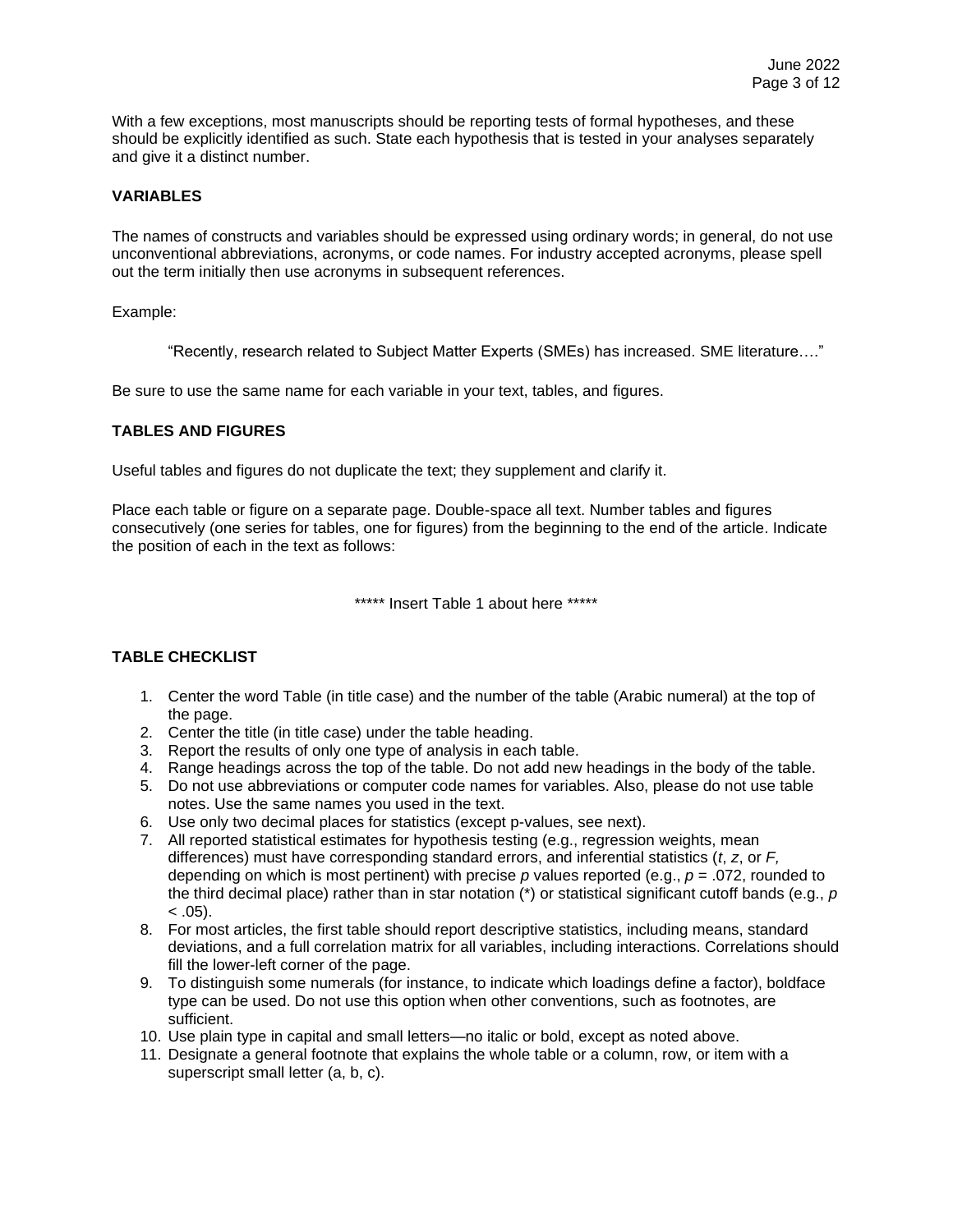With a few exceptions, most manuscripts should be reporting tests of formal hypotheses, and these should be explicitly identified as such. State each hypothesis that is tested in your analyses separately and give it a distinct number.

## VARIABLES

The names of constructs and variables should be expressed using ordinary words; in general, do not use unconventional abbreviations, acronyms, or code names. For industry accepted acronyms, please spell out the term initially then use acronyms in subsequent references.

Example:

> "Recently, research related to Subject Matter Experts (SMEs) has increased. SME literature…."

Be sure to use the same name for each variable in your text, tables, and figures.

## TABLES AND FIGURES

Useful tables and figures do not duplicate the text; they supplement and clarify it.

Place each table or figure on a separate page. Double-space all text. Number tables and figures consecutively (one series for tables, one for figures) from the beginning to the end of the article. Indicate the position of each in the text as follows:

***** Insert Table 1 about here *****

## TABLE CHECKLIST

1. Center the word Table (in title case) and the number of the table (Arabic numeral) at the top of the page.
2. Center the title (in title case) under the table heading.
3. Report the results of only one type of analysis in each table.
4. Range headings across the top of the table. Do not add new headings in the body of the table.
5. Do not use abbreviations or computer code names for variables. Also, please do not use table notes. Use the same names you used in the text.
6. Use only two decimal places for statistics (except p-values, see next).
7. All reported statistical estimates for hypothesis testing (e.g., regression weights, mean differences) must have corresponding standard errors, and inferential statistics ($t$, $z$, or $F$, depending on which is most pertinent) with precise $p$ values reported (e.g., $p = .072$, rounded to the third decimal place) rather than in star notation (*) or statistical significant cutoff bands (e.g., $p < .05$).
8. For most articles, the first table should report descriptive statistics, including means, standard deviations, and a full correlation matrix for all variables, including interactions. Correlations should fill the lower-left corner of the page.
9. To distinguish some numerals (for instance, to indicate which loadings define a factor), boldface type can be used. Do not use this option when other conventions, such as footnotes, are sufficient.
10. Use plain type in capital and small letters—no italic or bold, except as noted above.
11. Designate a general footnote that explains the whole table or a column, row, or item with a superscript small letter (a, b, c).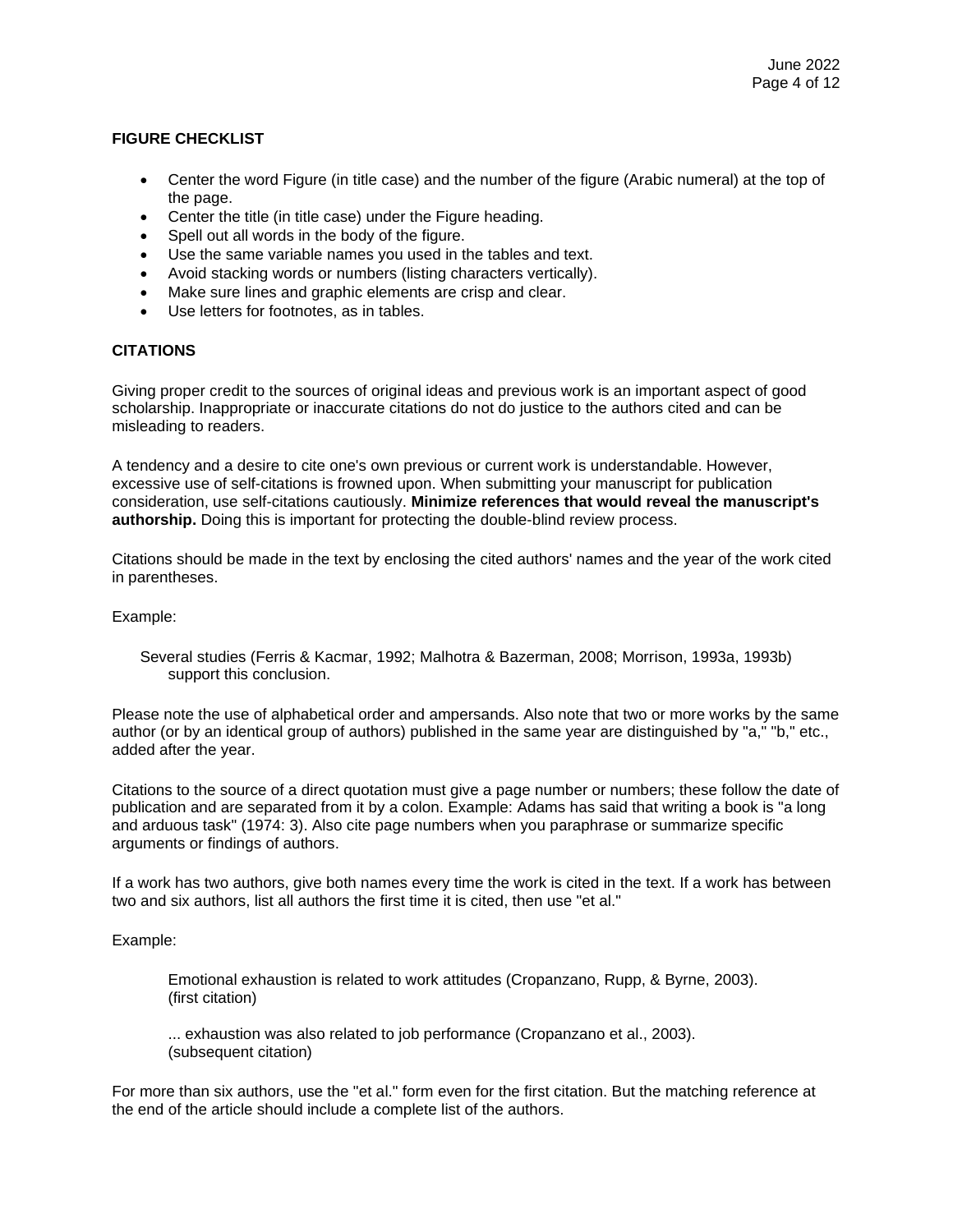## FIGURE CHECKLIST

- Center the word Figure (in title case) and the number of the figure (Arabic numeral) at the top of the page.
- Center the title (in title case) under the Figure heading.
- Spell out all words in the body of the figure.
- Use the same variable names you used in the tables and text.
- Avoid stacking words or numbers (listing characters vertically).
- Make sure lines and graphic elements are crisp and clear.
- Use letters for footnotes, as in tables.

## CITATIONS

Giving proper credit to the sources of original ideas and previous work is an important aspect of good scholarship. Inappropriate or inaccurate citations do not do justice to the authors cited and can be misleading to readers.

A tendency and a desire to cite one's own previous or current work is understandable. However, excessive use of self-citations is frowned upon. When submitting your manuscript for publication consideration, use self-citations cautiously. **Minimize references that would reveal the manuscript's authorship.** Doing this is important for protecting the double-blind review process.

Citations should be made in the text by enclosing the cited authors' names and the year of the work cited in parentheses.

Example:

> Several studies (Ferris & Kacmar, 1992; Malhotra & Bazerman, 2008; Morrison, 1993a, 1993b) support this conclusion.

Please note the use of alphabetical order and ampersands. Also note that two or more works by the same author (or by an identical group of authors) published in the same year are distinguished by "a," "b," etc., added after the year.

Citations to the source of a direct quotation must give a page number or numbers; these follow the date of publication and are separated from it by a colon. Example: Adams has said that writing a book is "a long and arduous task" (1974: 3). Also cite page numbers when you paraphrase or summarize specific arguments or findings of authors.

If a work has two authors, give both names every time the work is cited in the text. If a work has between two and six authors, list all authors the first time it is cited, then use "et al."

Example:

> Emotional exhaustion is related to work attitudes (Cropanzano, Rupp, & Byrne, 2003). (first citation)
>
> ... exhaustion was also related to job performance (Cropanzano et al., 2003). (subsequent citation)

For more than six authors, use the "et al." form even for the first citation. But the matching reference at the end of the article should include a complete list of the authors.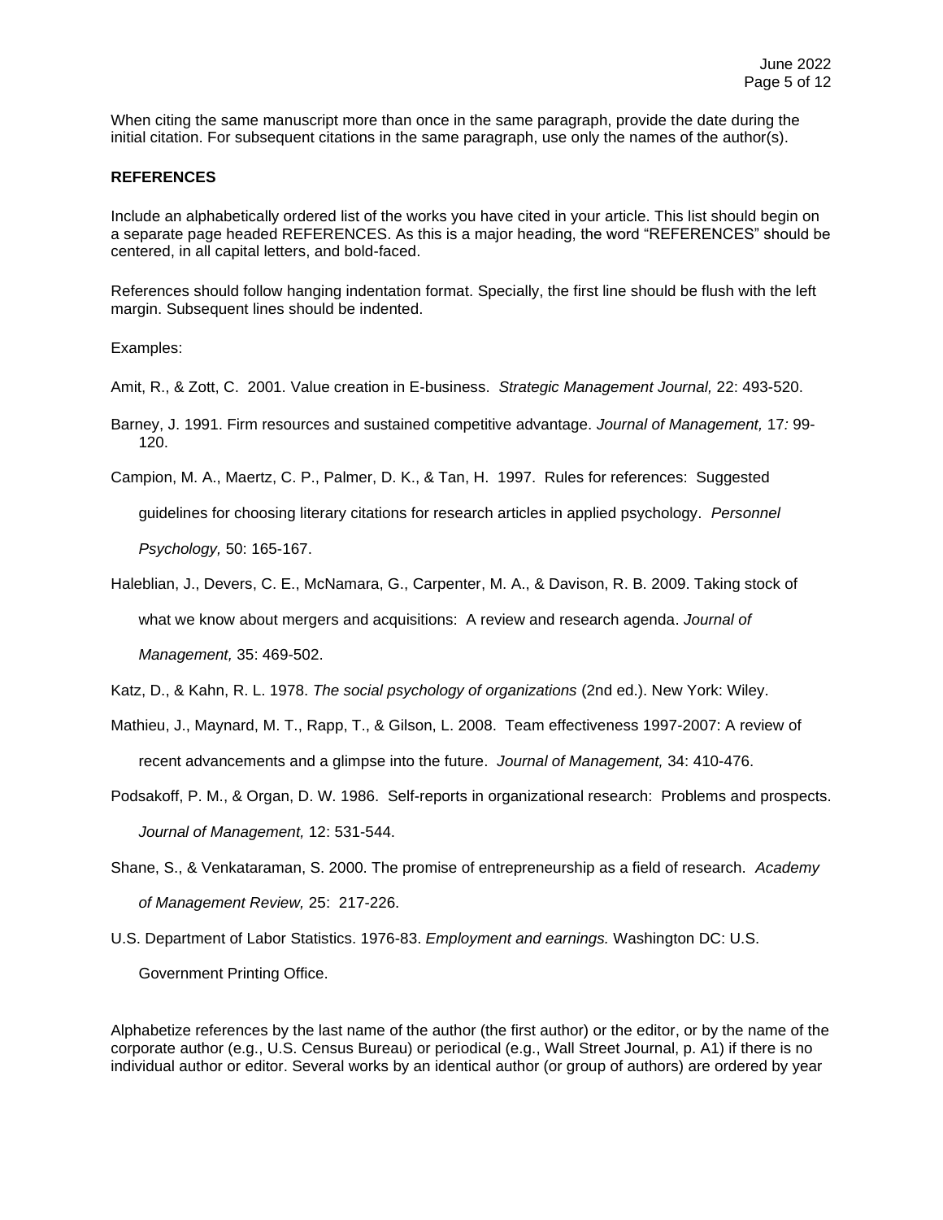When citing the same manuscript more than once in the same paragraph, provide the date during the initial citation. For subsequent citations in the same paragraph, use only the names of the author(s).

**REFERENCES**

Include an alphabetically ordered list of the works you have cited in your article. This list should begin on a separate page headed REFERENCES. As this is a major heading, the word "REFERENCES" should be centered, in all capital letters, and bold-faced.

References should follow hanging indentation format. Specially, the first line should be flush with the left margin. Subsequent lines should be indented.

Examples:

Amit, R., & Zott, C. 2001. Value creation in E-business. *Strategic Management Journal,* 22: 493-520.

Barney, J. 1991. Firm resources and sustained competitive advantage. *Journal of Management,* 17*:* 99-120.

Campion, M. A., Maertz, C. P., Palmer, D. K., & Tan, H. 1997. Rules for references: Suggested guidelines for choosing literary citations for research articles in applied psychology. *Personnel Psychology,* 50: 165-167.

Haleblian, J., Devers, C. E., McNamara, G., Carpenter, M. A., & Davison, R. B. 2009. Taking stock of what we know about mergers and acquisitions: A review and research agenda. *Journal of Management,* 35: 469-502.

Katz, D., & Kahn, R. L. 1978. *The social psychology of organizations* (2nd ed.). New York: Wiley.

Mathieu, J., Maynard, M. T., Rapp, T., & Gilson, L. 2008. Team effectiveness 1997-2007: A review of recent advancements and a glimpse into the future. *Journal of Management,* 34: 410-476.

Podsakoff, P. M., & Organ, D. W. 1986. Self-reports in organizational research: Problems and prospects. *Journal of Management,* 12: 531-544.

Shane, S., & Venkataraman, S. 2000. The promise of entrepreneurship as a field of research. *Academy of Management Review,* 25: 217-226.

U.S. Department of Labor Statistics. 1976-83. *Employment and earnings.* Washington DC: U.S. Government Printing Office.

Alphabetize references by the last name of the author (the first author) or the editor, or by the name of the corporate author (e.g., U.S. Census Bureau) or periodical (e.g., Wall Street Journal, p. A1) if there is no individual author or editor. Several works by an identical author (or group of authors) are ordered by year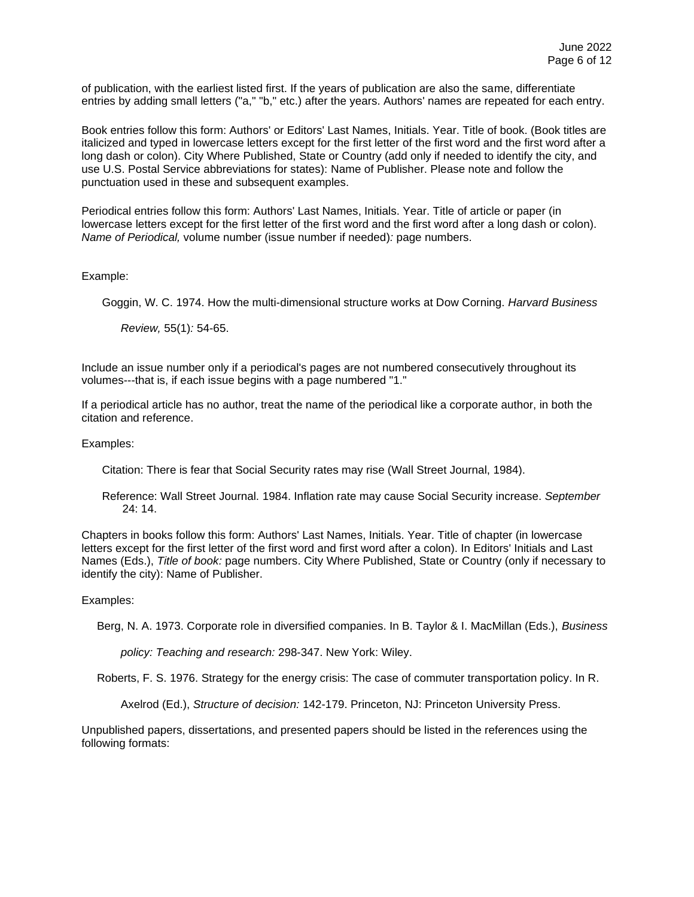of publication, with the earliest listed first. If the years of publication are also the same, differentiate entries by adding small letters ("a," "b," etc.) after the years. Authors' names are repeated for each entry.

Book entries follow this form: Authors' or Editors' Last Names, Initials. Year. Title of book. (Book titles are italicized and typed in lowercase letters except for the first letter of the first word and the first word after a long dash or colon). City Where Published, State or Country (add only if needed to identify the city, and use U.S. Postal Service abbreviations for states): Name of Publisher. Please note and follow the punctuation used in these and subsequent examples.

Periodical entries follow this form: Authors' Last Names, Initials. Year. Title of article or paper (in lowercase letters except for the first letter of the first word and the first word after a long dash or colon). *Name of Periodical,* volume number (issue number if needed)*:* page numbers.

Example:

> Goggin, W. C. 1974. How the multi-dimensional structure works at Dow Corning. *Harvard Business Review,* 55(1)*:* 54-65.

Include an issue number only if a periodical's pages are not numbered consecutively throughout its volumes---that is, if each issue begins with a page numbered "1."

If a periodical article has no author, treat the name of the periodical like a corporate author, in both the citation and reference.

Examples:

> Citation: There is fear that Social Security rates may rise (Wall Street Journal, 1984).
>
> Reference: Wall Street Journal. 1984. Inflation rate may cause Social Security increase. *September* 24: 14.

Chapters in books follow this form: Authors' Last Names, Initials. Year. Title of chapter (in lowercase letters except for the first letter of the first word and first word after a colon). In Editors' Initials and Last Names (Eds.), *Title of book:* page numbers. City Where Published, State or Country (only if necessary to identify the city): Name of Publisher.

Examples:

> Berg, N. A. 1973. Corporate role in diversified companies. In B. Taylor & I. MacMillan (Eds.), *Business policy: Teaching and research:* 298-347. New York: Wiley.
>
> Roberts, F. S. 1976. Strategy for the energy crisis: The case of commuter transportation policy. In R. Axelrod (Ed.), *Structure of decision:* 142-179. Princeton, NJ: Princeton University Press.

Unpublished papers, dissertations, and presented papers should be listed in the references using the following formats: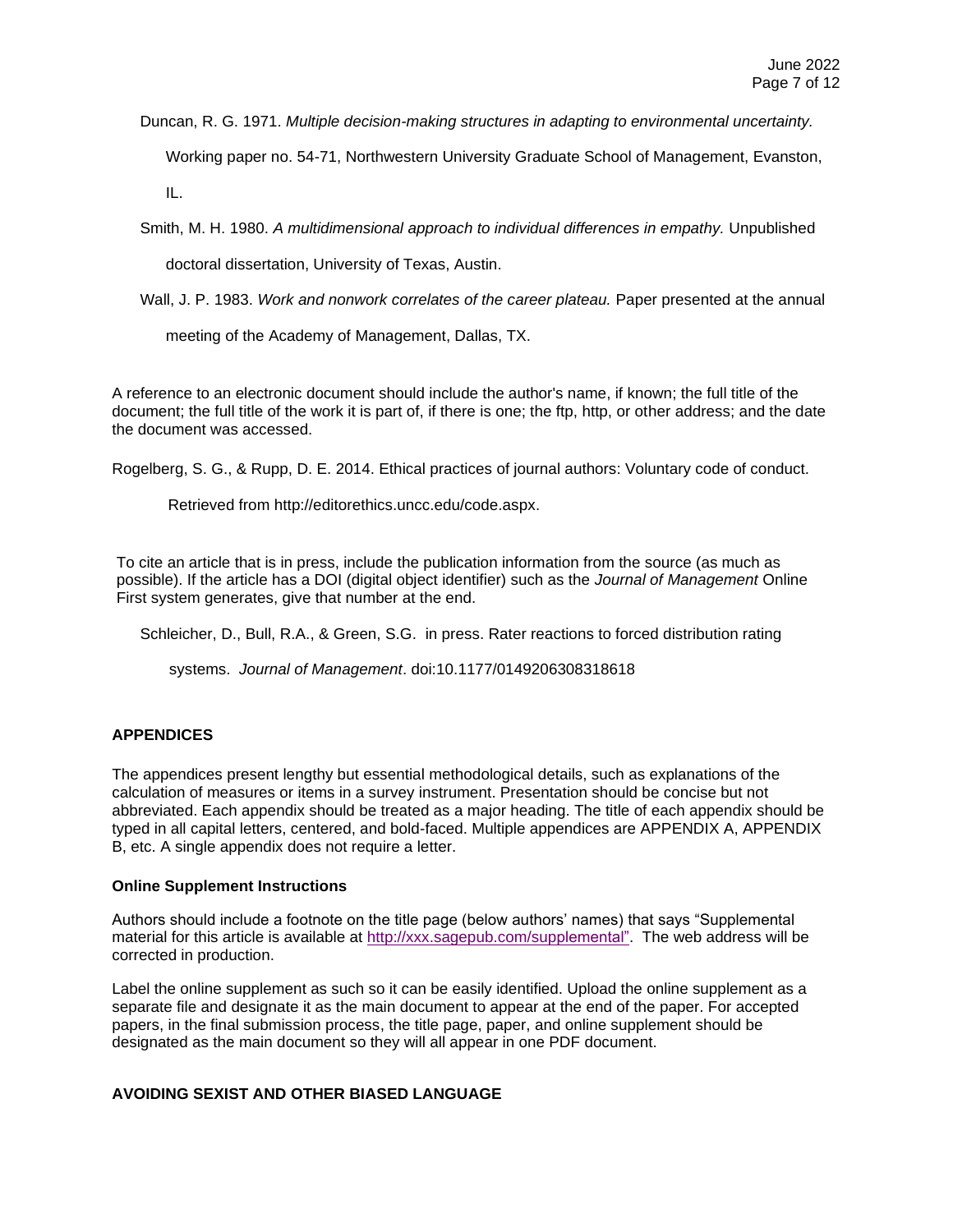Duncan, R. G. 1971. *Multiple decision-making structures in adapting to environmental uncertainty.* Working paper no. 54-71, Northwestern University Graduate School of Management, Evanston, IL.

Smith, M. H. 1980. *A multidimensional approach to individual differences in empathy.* Unpublished doctoral dissertation, University of Texas, Austin.

Wall, J. P. 1983. *Work and nonwork correlates of the career plateau.* Paper presented at the annual meeting of the Academy of Management, Dallas, TX.

A reference to an electronic document should include the author's name, if known; the full title of the document; the full title of the work it is part of, if there is one; the ftp, http, or other address; and the date the document was accessed.

Rogelberg, S. G., & Rupp, D. E. 2014. Ethical practices of journal authors: Voluntary code of conduct. Retrieved from http://editorethics.uncc.edu/code.aspx.

To cite an article that is in press, include the publication information from the source (as much as possible). If the article has a DOI (digital object identifier) such as the *Journal of Management* Online First system generates, give that number at the end.

Schleicher, D., Bull, R.A., & Green, S.G. in press. Rater reactions to forced distribution rating systems. *Journal of Management*. doi:10.1177/0149206308318618

## APPENDICES

The appendices present lengthy but essential methodological details, such as explanations of the calculation of measures or items in a survey instrument. Presentation should be concise but not abbreviated. Each appendix should be treated as a major heading. The title of each appendix should be typed in all capital letters, centered, and bold-faced. Multiple appendices are APPENDIX A, APPENDIX B, etc. A single appendix does not require a letter.

### Online Supplement Instructions

Authors should include a footnote on the title page (below authors' names) that says "Supplemental material for this article is available at http://xxx.sagepub.com/supplemental". The web address will be corrected in production.

Label the online supplement as such so it can be easily identified. Upload the online supplement as a separate file and designate it as the main document to appear at the end of the paper. For accepted papers, in the final submission process, the title page, paper, and online supplement should be designated as the main document so they will all appear in one PDF document.

## AVOIDING SEXIST AND OTHER BIASED LANGUAGE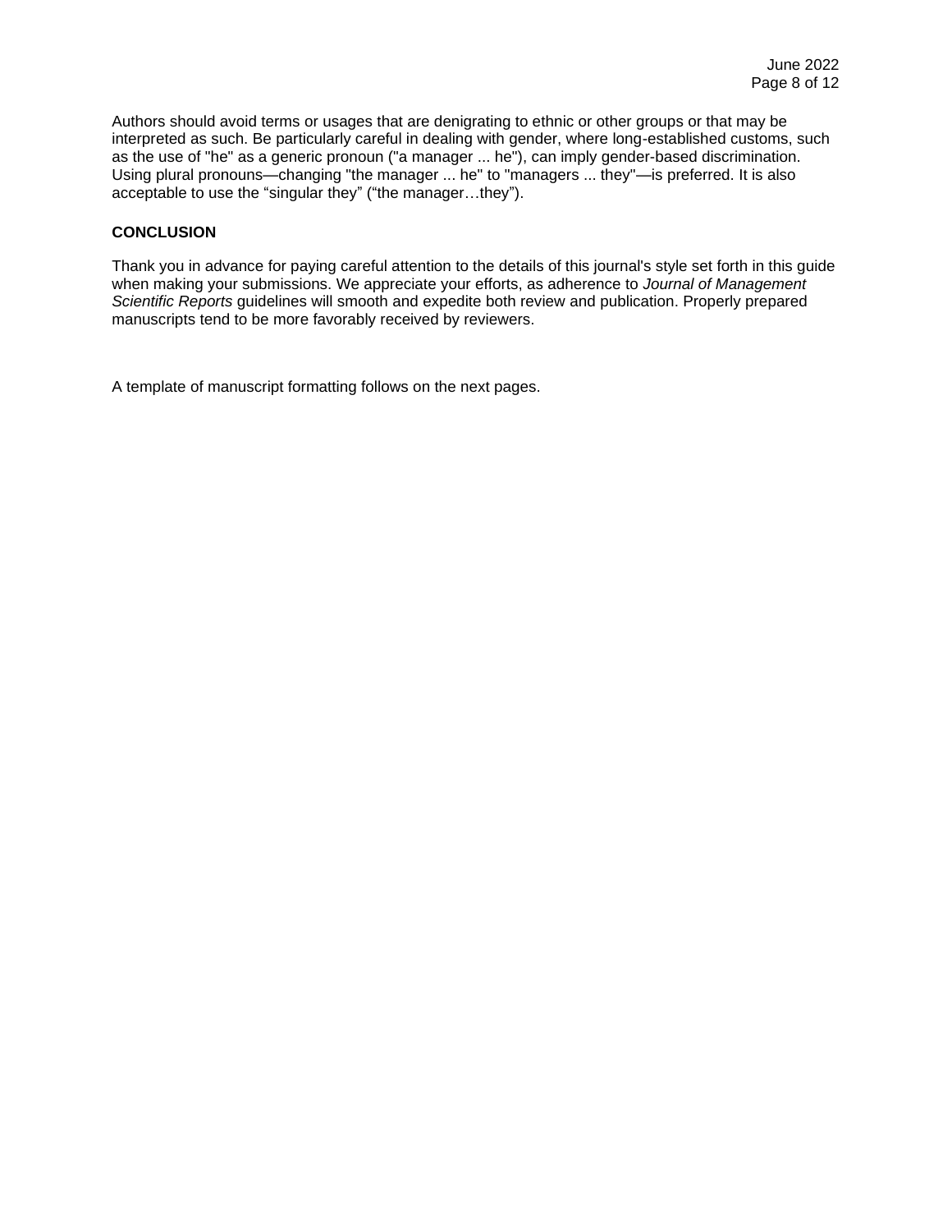Authors should avoid terms or usages that are denigrating to ethnic or other groups or that may be interpreted as such. Be particularly careful in dealing with gender, where long-established customs, such as the use of "he" as a generic pronoun ("a manager ... he"), can imply gender-based discrimination. Using plural pronouns—changing "the manager ... he" to "managers ... they"—is preferred. It is also acceptable to use the “singular they” (“the manager…they”).

## CONCLUSION

Thank you in advance for paying careful attention to the details of this journal's style set forth in this guide when making your submissions. We appreciate your efforts, as adherence to *Journal of Management Scientific Reports* guidelines will smooth and expedite both review and publication. Properly prepared manuscripts tend to be more favorably received by reviewers.

A template of manuscript formatting follows on the next pages.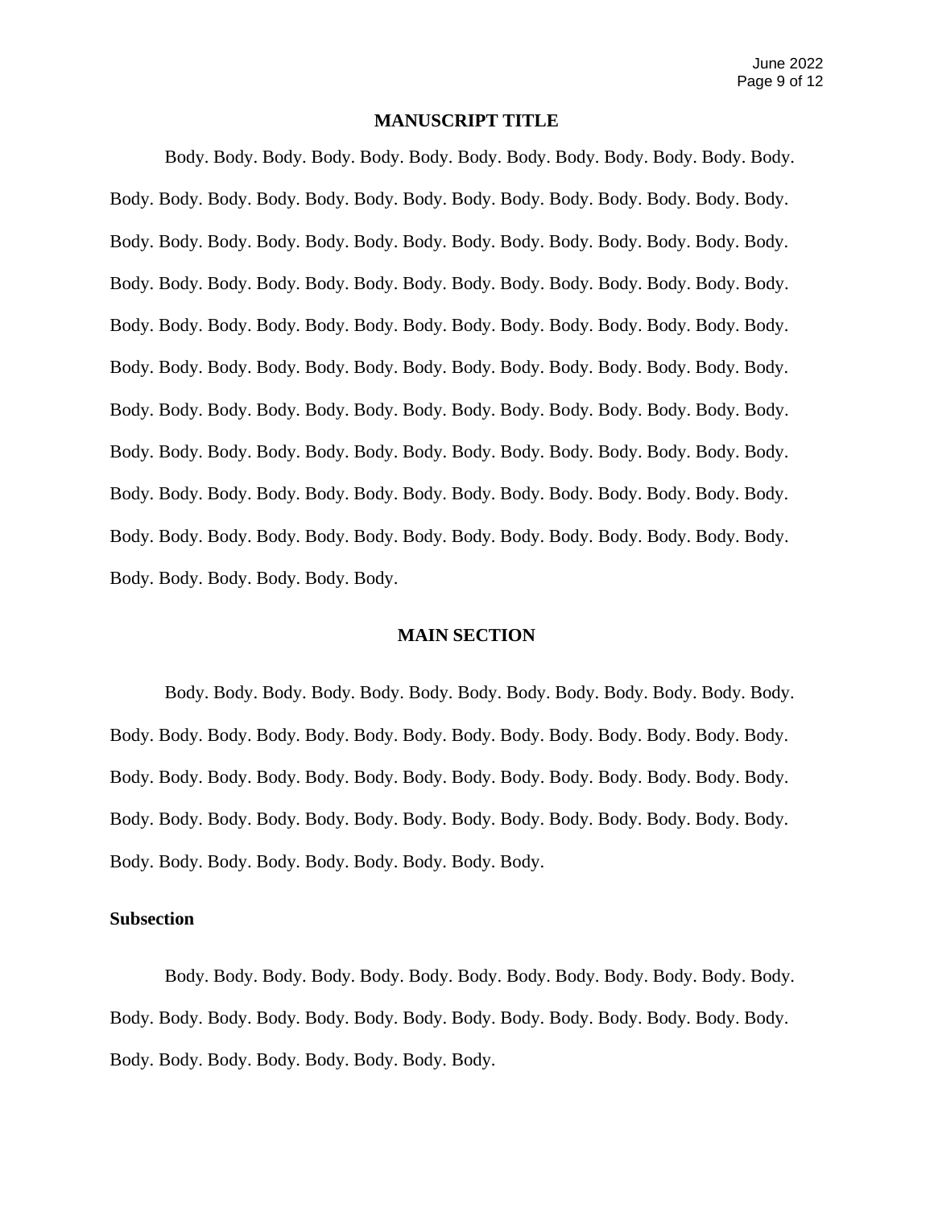# MANUSCRIPT TITLE

Body. Body. Body. Body. Body. Body. Body. Body. Body. Body. Body. Body. Body. Body. Body. Body. Body. Body. Body. Body. Body. Body. Body. Body. Body. Body. Body. Body. Body. Body. Body. Body. Body. Body. Body. Body. Body. Body. Body. Body. Body. Body. Body. Body. Body. Body. Body. Body. Body. Body. Body. Body. Body. Body. Body. Body. Body. Body. Body. Body. Body. Body. Body. Body. Body. Body. Body. Body. Body. Body. Body. Body. Body. Body. Body. Body. Body. Body. Body. Body. Body. Body. Body. Body. Body. Body. Body. Body. Body. Body. Body. Body. Body. Body. Body. Body. Body. Body. Body. Body. Body. Body. Body. Body. Body. Body. Body. Body. Body. Body. Body. Body. Body. Body. Body. Body. Body. Body. Body. Body. Body. Body. Body. Body. Body. Body. Body. Body. Body. Body. Body. Body. Body. Body. Body. Body. Body. Body. Body. Body. Body. Body. Body. Body. Body. Body. Body.

## MAIN SECTION

Body. Body. Body. Body. Body. Body. Body. Body. Body. Body. Body. Body. Body. Body. Body. Body. Body. Body. Body. Body. Body. Body. Body. Body. Body. Body. Body. Body. Body. Body. Body. Body. Body. Body. Body. Body. Body. Body. Body. Body. Body. Body. Body. Body. Body. Body. Body. Body. Body. Body. Body. Body. Body. Body. Body. Body. Body. Body. Body. Body. Body. Body. Body. Body.

### Subsection

Body. Body. Body. Body. Body. Body. Body. Body. Body. Body. Body. Body. Body. Body. Body. Body. Body. Body. Body. Body. Body. Body. Body. Body. Body. Body. Body. Body. Body. Body. Body. Body. Body. Body. Body.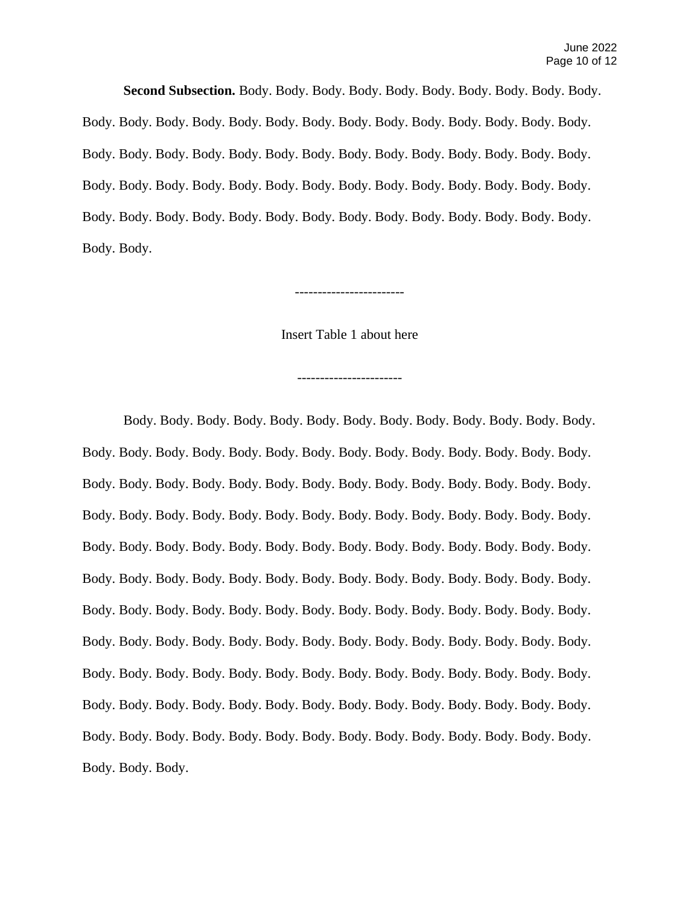**Second Subsection.** Body. Body. Body. Body. Body. Body. Body. Body. Body. Body. Body. Body. Body. Body. Body. Body. Body. Body. Body. Body. Body. Body. Body. Body. Body. Body. Body. Body. Body. Body. Body. Body. Body. Body. Body. Body. Body. Body. Body. Body. Body. Body. Body. Body. Body. Body. Body. Body. Body. Body. Body. Body. Body. Body. Body. Body. Body. Body. Body. Body. Body. Body. Body. Body. Body. Body. Body. Body.

------------------------

Insert Table 1 about here

-----------------------

Body. Body. Body. Body. Body. Body. Body. Body. Body. Body. Body. Body. Body. Body. Body. Body. Body. Body. Body. Body. Body. Body. Body. Body. Body. Body. Body. Body. Body. Body. Body. Body. Body. Body. Body. Body. Body. Body. Body. Body. Body. Body. Body. Body. Body. Body. Body. Body. Body. Body. Body. Body. Body. Body. Body. Body. Body. Body. Body. Body. Body. Body. Body. Body. Body. Body. Body. Body. Body. Body. Body. Body. Body. Body. Body. Body. Body. Body. Body. Body. Body. Body. Body. Body. Body. Body. Body. Body. Body. Body. Body. Body. Body. Body. Body. Body. Body. Body. Body. Body. Body. Body. Body. Body. Body. Body. Body. Body. Body. Body. Body. Body. Body. Body. Body. Body. Body. Body. Body. Body. Body. Body. Body. Body. Body. Body. Body. Body. Body. Body. Body. Body. Body. Body. Body. Body. Body. Body. Body. Body. Body. Body. Body. Body. Body. Body. Body. Body. Body. Body. Body. Body.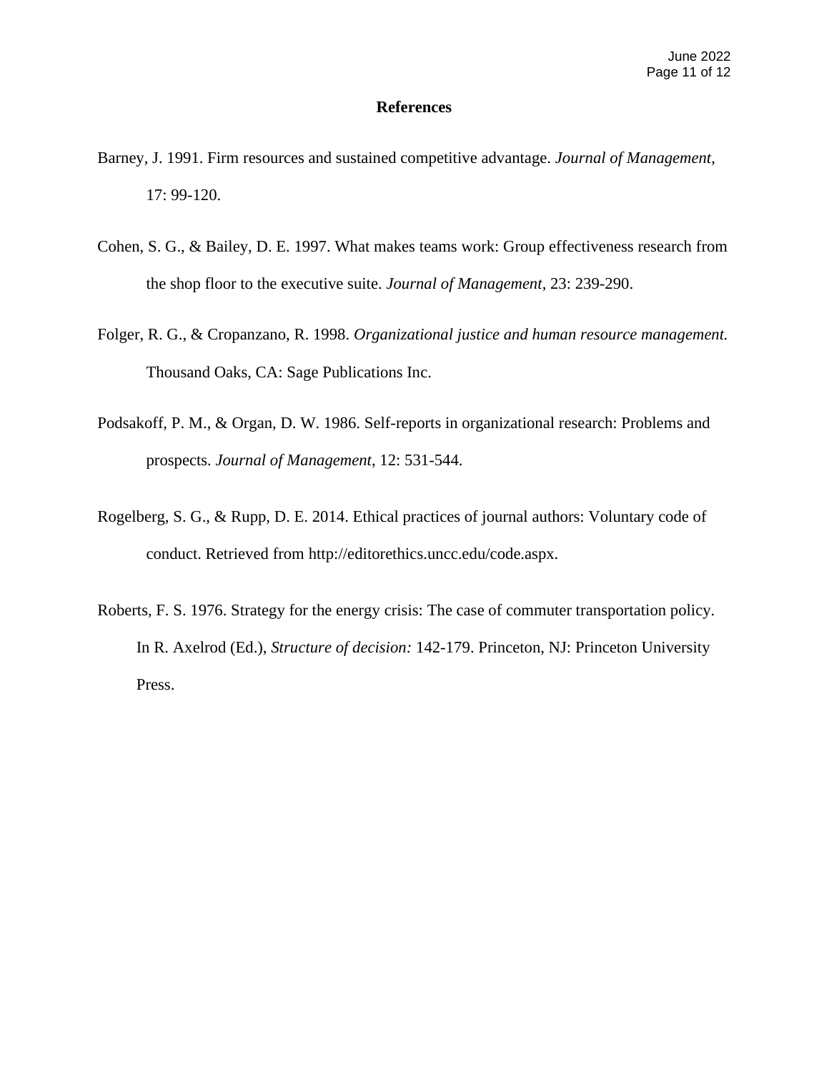# References

Barney, J. 1991. Firm resources and sustained competitive advantage. *Journal of Management*, 17: 99-120.

Cohen, S. G., & Bailey, D. E. 1997. What makes teams work: Group effectiveness research from the shop floor to the executive suite. *Journal of Management*, 23: 239-290.

Folger, R. G., & Cropanzano, R. 1998. *Organizational justice and human resource management.* Thousand Oaks, CA: Sage Publications Inc.

Podsakoff, P. M., & Organ, D. W. 1986. Self-reports in organizational research: Problems and prospects. *Journal of Management*, 12: 531-544.

Rogelberg, S. G., & Rupp, D. E. 2014. Ethical practices of journal authors: Voluntary code of conduct. Retrieved from http://editorethics.uncc.edu/code.aspx.

Roberts, F. S. 1976. Strategy for the energy crisis: The case of commuter transportation policy. In R. Axelrod (Ed.), *Structure of decision:* 142-179. Princeton, NJ: Princeton University Press.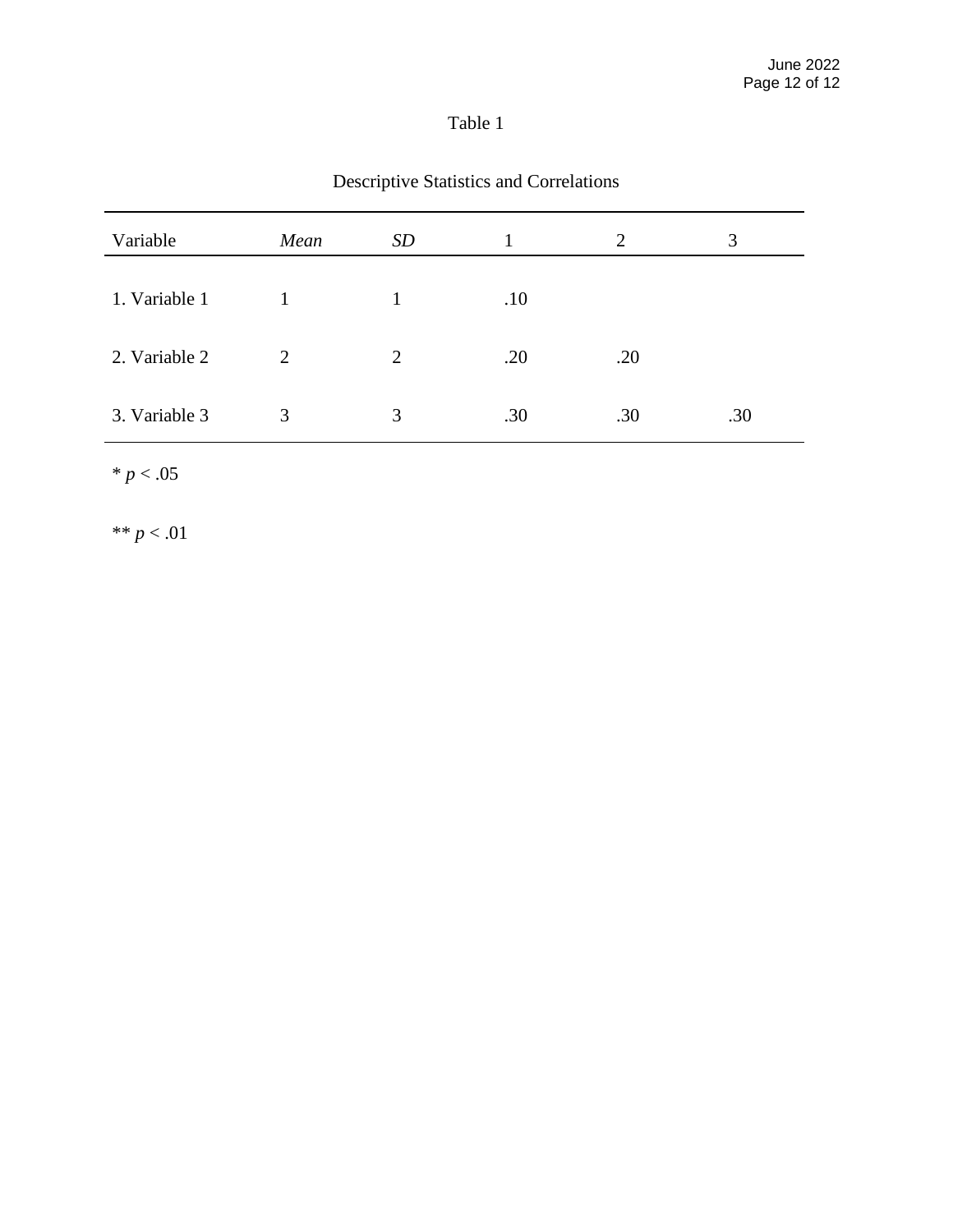Table 1

Descriptive Statistics and Correlations

| Variable | *Mean* | *SD* | 1 | 2 | 3 |
|---|---|---|---|---|---|
| 1. Variable 1 | 1 | 1 | .10 | | |
| 2. Variable 2 | 2 | 2 | .20 | .20 | |
| 3. Variable 3 | 3 | 3 | .30 | .30 | .30 |

* $p < .05$

** $p < .01$